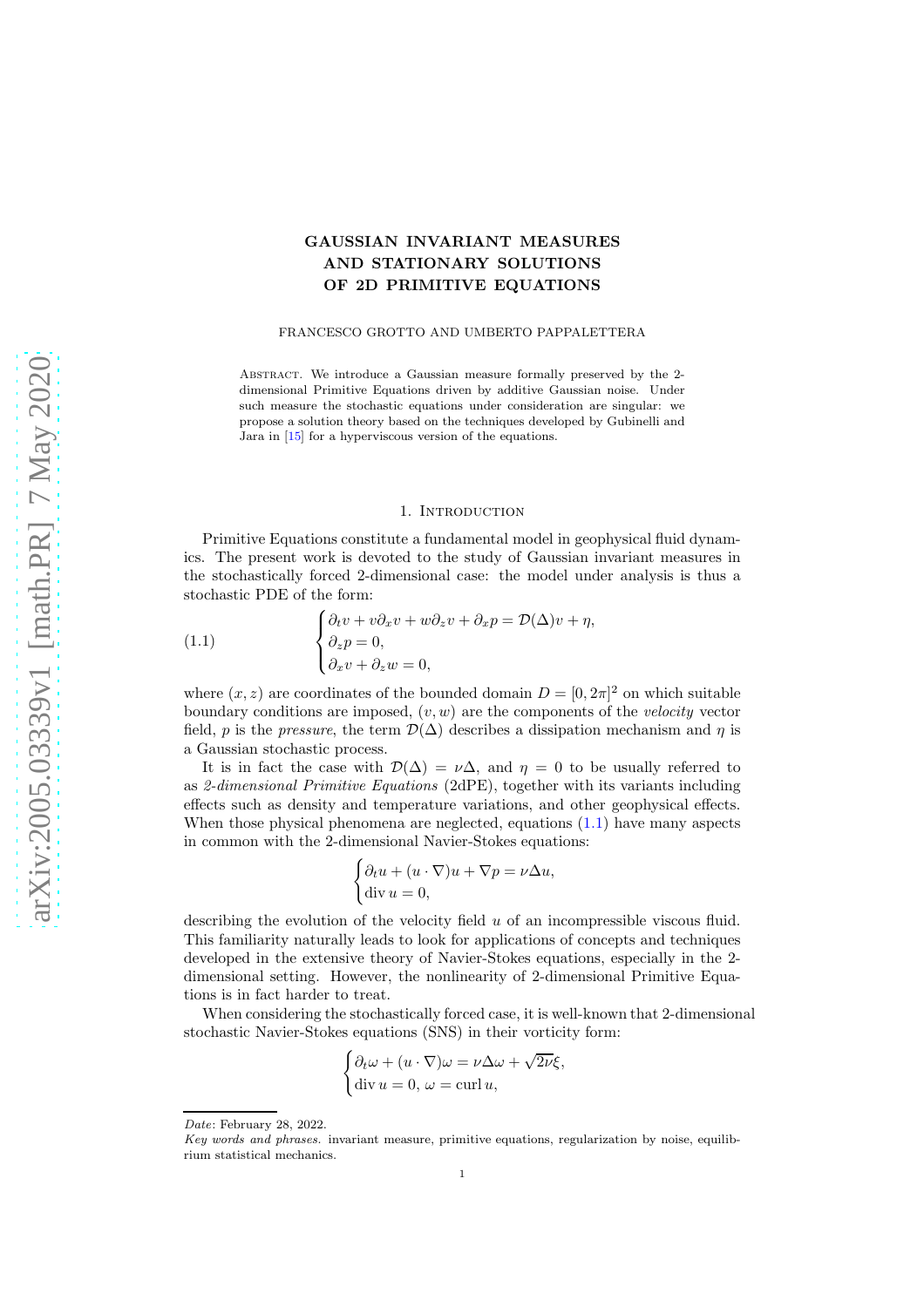# GAUSSIAN INVARIANT MEASURES AND STATIONARY SOLUTIONS OF 2D PRIMITIVE EQUATIONS

FRANCESCO GROTTO AND UMBERTO PAPPALETTERA

Abstract. We introduce a Gaussian measure formally preserved by the 2-dimensional Primitive Equations driven by additive Gaussian noise. Under such measure the stochastic equations under consideration are singular: we propose a solution theory based on the techniques developed by Gubinelli and Jara in [15] for a hyperviscous version of the equations.

## 1. Introduction

Primitive Equations constitute a fundamental model in geophysical fluid dynamics. The present work is devoted to the study of Gaussian invariant measures in the stochastically forced 2-dimensional case: the model under analysis is thus a stochastic PDE of the form:

$$
\begin{cases}
\partial_t v + v\partial_x v + w\partial_z v + \partial_x p = \mathcal{D}(\Delta)v + \eta, \\
\partial_z p = 0, \\
\partial_x v + \partial_z w = 0,
\end{cases}
\tag{1.1}
$$

where $(x, z)$ are coordinates of the bounded domain $D = [0, 2\pi]^2$ on which suitable boundary conditions are imposed, $(v, w)$ are the components of the *velocity* vector field, $p$ is the *pressure*, the term $\mathcal{D}(\Delta)$ describes a dissipation mechanism and $\eta$ is a Gaussian stochastic process.

It is in fact the case with $\mathcal{D}(\Delta) = \nu\Delta$, and $\eta = 0$ to be usually referred to as *2-dimensional Primitive Equations* (2dPE), together with its variants including effects such as density and temperature variations, and other geophysical effects. When those physical phenomena are neglected, equations (1.1) have many aspects in common with the 2-dimensional Navier-Stokes equations:

$$
\begin{cases}
\partial_t u + (u \cdot \nabla)u + \nabla p = \nu\Delta u, \\
\operatorname{div} u = 0,
\end{cases}
$$

describing the evolution of the velocity field $u$ of an incompressible viscous fluid. This familiarity naturally leads to look for applications of concepts and techniques developed in the extensive theory of Navier-Stokes equations, especially in the 2-dimensional setting. However, the nonlinearity of 2-dimensional Primitive Equations is in fact harder to treat.

When considering the stochastically forced case, it is well-known that 2-dimensional stochastic Navier-Stokes equations (SNS) in their vorticity form:

$$
\begin{cases}
\partial_t \omega + (u \cdot \nabla)\omega = \nu\Delta\omega + \sqrt{2\nu}\xi, \\
\operatorname{div} u = 0, \, \omega = \operatorname{curl} u,
\end{cases}
$$

*Date*: February 28, 2022.

*Key words and phrases.* invariant measure, primitive equations, regularization by noise, equilibrium statistical mechanics.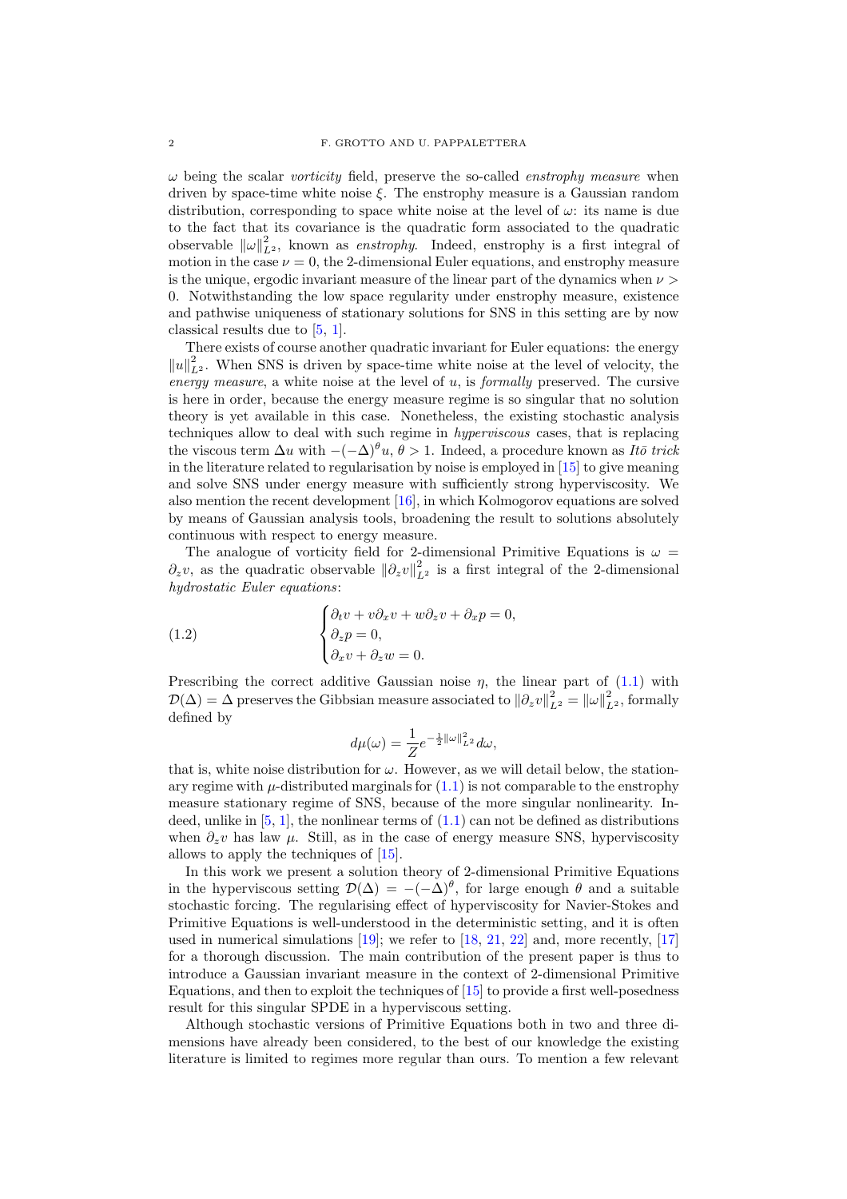$\omega$ being the scalar *vorticity* field, preserve the so-called *enstrophy measure* when driven by space-time white noise $\xi$. The enstrophy measure is a Gaussian random distribution, corresponding to space white noise at the level of $\omega$: its name is due to the fact that its covariance is the quadratic form associated to the quadratic observable $\|\omega\|_{L^2}^2$, known as *enstrophy*. Indeed, enstrophy is a first integral of motion in the case $\nu = 0$, the 2-dimensional Euler equations, and enstrophy measure is the unique, ergodic invariant measure of the linear part of the dynamics when $\nu > 0$. Notwithstanding the low space regularity under enstrophy measure, existence and pathwise uniqueness of stationary solutions for SNS in this setting are by now classical results due to [5, 1].

There exists of course another quadratic invariant for Euler equations: the energy $\|u\|_{L^2}^2$. When SNS is driven by space-time white noise at the level of velocity, the *energy measure*, a white noise at the level of $u$, is *formally* preserved. The cursive is here in order, because the energy measure regime is so singular that no solution theory is yet available in this case. Nonetheless, the existing stochastic analysis techniques allow to deal with such regime in *hyperviscous* cases, that is replacing the viscous term $\Delta u$ with $-(-\Delta)^\theta u$, $\theta > 1$. Indeed, a procedure known as *Itō trick* in the literature related to regularisation by noise is employed in [15] to give meaning and solve SNS under energy measure with sufficiently strong hyperviscosity. We also mention the recent development [16], in which Kolmogorov equations are solved by means of Gaussian analysis tools, broadening the result to solutions absolutely continuous with respect to energy measure.

The analogue of vorticity field for 2-dimensional Primitive Equations is $\omega = \partial_z v$, as the quadratic observable $\|\partial_z v\|_{L^2}^2$ is a first integral of the 2-dimensional *hydrostatic Euler equations*:

$$
\begin{cases}
\partial_t v + v\partial_x v + w\partial_z v + \partial_x p = 0, \\
\partial_z p = 0, \\
\partial_x v + \partial_z w = 0.
\end{cases}
\tag{1.2}
$$

Prescribing the correct additive Gaussian noise $\eta$, the linear part of (1.1) with $\mathcal{D}(\Delta) = \Delta$ preserves the Gibbsian measure associated to $\|\partial_z v\|_{L^2}^2 = \|\omega\|_{L^2}^2$, formally defined by

$$
d\mu(\omega) = \frac{1}{Z} e^{-\frac{1}{2}\|\omega\|_{L^2}^2} d\omega,
$$

that is, white noise distribution for $\omega$. However, as we will detail below, the stationary regime with $\mu$-distributed marginals for (1.1) is not comparable to the enstrophy measure stationary regime of SNS, because of the more singular nonlinearity. Indeed, unlike in [5, 1], the nonlinear terms of (1.1) can not be defined as distributions when $\partial_z v$ has law $\mu$. Still, as in the case of energy measure SNS, hyperviscosity allows to apply the techniques of [15].

In this work we present a solution theory of 2-dimensional Primitive Equations in the hyperviscous setting $\mathcal{D}(\Delta) = -(-\Delta)^\theta$, for large enough $\theta$ and a suitable stochastic forcing. The regularising effect of hyperviscosity for Navier-Stokes and Primitive Equations is well-understood in the deterministic setting, and it is often used in numerical simulations [19]; we refer to [18, 21, 22] and, more recently, [17] for a thorough discussion. The main contribution of the present paper is thus to introduce a Gaussian invariant measure in the context of 2-dimensional Primitive Equations, and then to exploit the techniques of [15] to provide a first well-posedness result for this singular SPDE in a hyperviscous setting.

Although stochastic versions of Primitive Equations both in two and three dimensions have already been considered, to the best of our knowledge the existing literature is limited to regimes more regular than ours. To mention a few relevant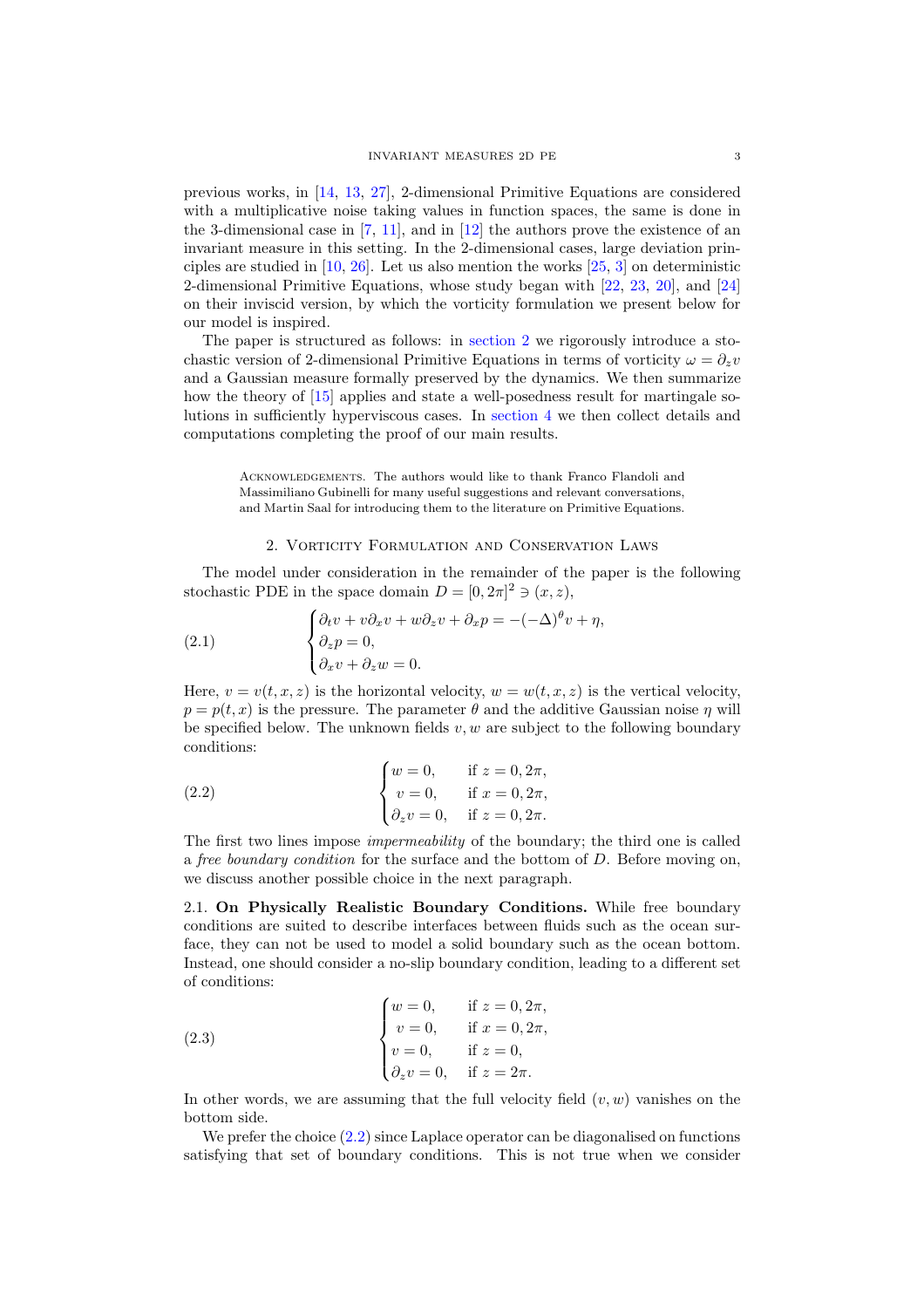previous works, in [14, 13, 27], 2-dimensional Primitive Equations are considered with a multiplicative noise taking values in function spaces, the same is done in the 3-dimensional case in [7, 11], and in [12] the authors prove the existence of an invariant measure in this setting. In the 2-dimensional cases, large deviation principles are studied in [10, 26]. Let us also mention the works [25, 3] on deterministic 2-dimensional Primitive Equations, whose study began with [22, 23, 20], and [24] on their inviscid version, by which the vorticity formulation we present below for our model is inspired.

The paper is structured as follows: in section 2 we rigorously introduce a stochastic version of 2-dimensional Primitive Equations in terms of vorticity $\omega = \partial_z v$ and a Gaussian measure formally preserved by the dynamics. We then summarize how the theory of [15] applies and state a well-posedness result for martingale solutions in sufficiently hyperviscous cases. In section 4 we then collect details and computations completing the proof of our main results.

Acknowledgements. The authors would like to thank Franco Flandoli and Massimiliano Gubinelli for many useful suggestions and relevant conversations, and Martin Saal for introducing them to the literature on Primitive Equations.

## 2. Vorticity Formulation and Conservation Laws

The model under consideration in the remainder of the paper is the following stochastic PDE in the space domain $D = [0, 2\pi]^2 \ni (x, z)$,

$$
\begin{cases}
\partial_t v + v\partial_x v + w\partial_z v + \partial_x p = -(-\Delta)^\theta v + \eta, \\
\partial_z p = 0, \\
\partial_x v + \partial_z w = 0.
\end{cases}
\tag{2.1}
$$

Here, $v = v(t, x, z)$ is the horizontal velocity, $w = w(t, x, z)$ is the vertical velocity, $p = p(t, x)$ is the pressure. The parameter $\theta$ and the additive Gaussian noise $\eta$ will be specified below. The unknown fields $v, w$ are subject to the following boundary conditions:

$$
\begin{cases}
w = 0, & \text{if } z = 0, 2\pi, \\
v = 0, & \text{if } x = 0, 2\pi, \\
\partial_z v = 0, & \text{if } z = 0, 2\pi.
\end{cases}
\tag{2.2}
$$

The first two lines impose *impermeability* of the boundary; the third one is called a *free boundary condition* for the surface and the bottom of $D$. Before moving on, we discuss another possible choice in the next paragraph.

### 2.1. On Physically Realistic Boundary Conditions.

While free boundary conditions are suited to describe interfaces between fluids such as the ocean surface, they can not be used to model a solid boundary such as the ocean bottom. Instead, one should consider a no-slip boundary condition, leading to a different set of conditions:

$$
\begin{cases}
w = 0, & \text{if } z = 0, 2\pi, \\
v = 0, & \text{if } x = 0, 2\pi, \\
v = 0, & \text{if } z = 0, \\
\partial_z v = 0, & \text{if } z = 2\pi.
\end{cases}
\tag{2.3}
$$

In other words, we are assuming that the full velocity field $(v, w)$ vanishes on the bottom side.

We prefer the choice (2.2) since Laplace operator can be diagonalised on functions satisfying that set of boundary conditions. This is not true when we consider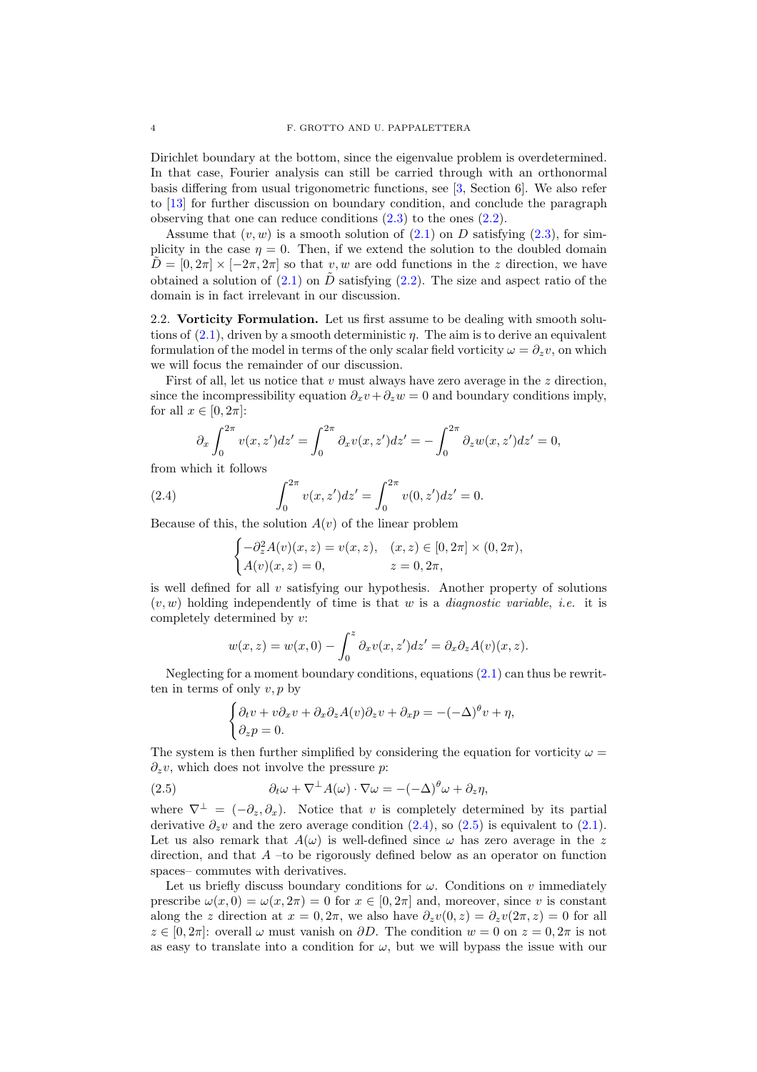Dirichlet boundary at the bottom, since the eigenvalue problem is overdetermined. In that case, Fourier analysis can still be carried through with an orthonormal basis differing from usual trigonometric functions, see [3, Section 6]. We also refer to [13] for further discussion on boundary condition, and conclude the paragraph observing that one can reduce conditions (2.3) to the ones (2.2).

Assume that $(v, w)$ is a smooth solution of (2.1) on $D$ satisfying (2.3), for simplicity in the case $\eta = 0$. Then, if we extend the solution to the doubled domain $\tilde{D} = [0, 2\pi] \times [-2\pi, 2\pi]$ so that $v, w$ are odd functions in the $z$ direction, we have obtained a solution of (2.1) on $\tilde{D}$ satisfying (2.2). The size and aspect ratio of the domain is in fact irrelevant in our discussion.

2.2. **Vorticity Formulation.** Let us first assume to be dealing with smooth solutions of (2.1), driven by a smooth deterministic $\eta$. The aim is to derive an equivalent formulation of the model in terms of the only scalar field vorticity $\omega = \partial_z v$, on which we will focus the remainder of our discussion.

First of all, let us notice that $v$ must always have zero average in the $z$ direction, since the incompressibility equation $\partial_x v + \partial_z w = 0$ and boundary conditions imply, for all $x \in [0, 2\pi]$:

$$\partial_x \int_0^{2\pi} v(x, z')dz' = \int_0^{2\pi} \partial_x v(x, z')dz' = -\int_0^{2\pi} \partial_z w(x, z')dz' = 0,$$

from which it follows

$$\int_0^{2\pi} v(x, z')dz' = \int_0^{2\pi} v(0, z')dz' = 0. \tag{2.4}$$

Because of this, the solution $A(v)$ of the linear problem

$$\begin{cases} -\partial_z^2 A(v)(x, z) = v(x, z), & (x, z) \in [0, 2\pi] \times (0, 2\pi), \\ A(v)(x, z) = 0, & z = 0, 2\pi, \end{cases}$$

is well defined for all $v$ satisfying our hypothesis. Another property of solutions $(v, w)$ holding independently of time is that $w$ is a *diagnostic variable*, *i.e.* it is completely determined by $v$:

$$w(x, z) = w(x, 0) - \int_0^z \partial_x v(x, z')dz' = \partial_x \partial_z A(v)(x, z).$$

Neglecting for a moment boundary conditions, equations (2.1) can thus be rewritten in terms of only $v, p$ by

$$\begin{cases} \partial_t v + v\partial_x v + \partial_x \partial_z A(v) \partial_z v + \partial_x p = -(-\Delta)^\theta v + \eta, \\ \partial_z p = 0. \end{cases}$$

The system is then further simplified by considering the equation for vorticity $\omega = \partial_z v$, which does not involve the pressure $p$:

$$\partial_t \omega + \nabla^\perp A(\omega) \cdot \nabla \omega = -(-\Delta)^\theta \omega + \partial_z \eta, \tag{2.5}$$

where $\nabla^\perp = (-\partial_z, \partial_x)$. Notice that $v$ is completely determined by its partial derivative $\partial_z v$ and the zero average condition (2.4), so (2.5) is equivalent to (2.1). Let us also remark that $A(\omega)$ is well-defined since $\omega$ has zero average in the $z$ direction, and that $A$ –to be rigorously defined below as an operator on function spaces– commutes with derivatives.

Let us briefly discuss boundary conditions for $\omega$. Conditions on $v$ immediately prescribe $\omega(x, 0) = \omega(x, 2\pi) = 0$ for $x \in [0, 2\pi]$ and, moreover, since $v$ is constant along the $z$ direction at $x = 0, 2\pi$, we also have $\partial_z v(0, z) = \partial_z v(2\pi, z) = 0$ for all $z \in [0, 2\pi]$: overall $\omega$ must vanish on $\partial D$. The condition $w = 0$ on $z = 0, 2\pi$ is not as easy to translate into a condition for $\omega$, but we will bypass the issue with our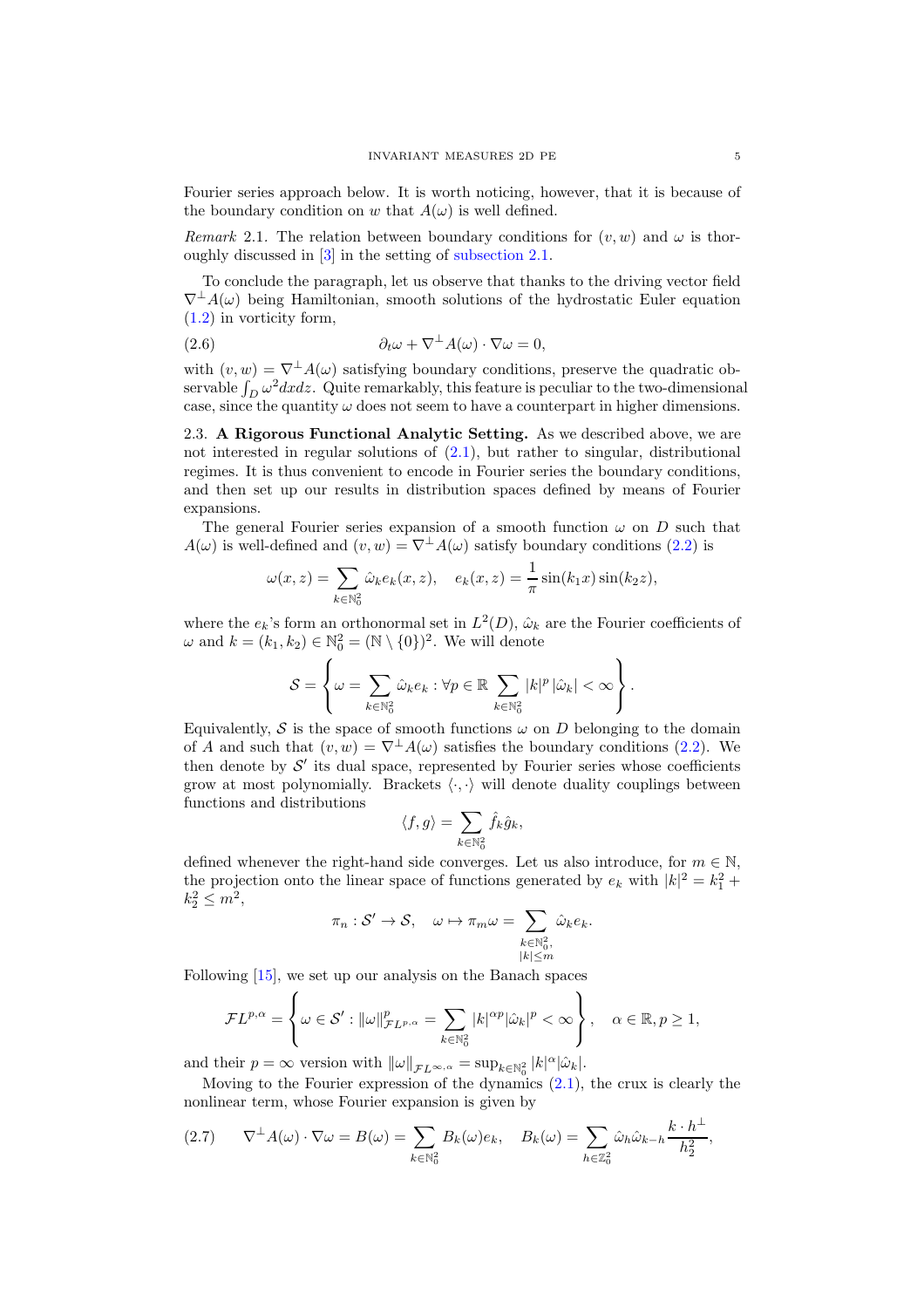Fourier series approach below. It is worth noticing, however, that it is because of the boundary condition on $w$ that $A(\omega)$ is well defined.

*Remark* 2.1. The relation between boundary conditions for $(v, w)$ and $\omega$ is thoroughly discussed in [3] in the setting of subsection 2.1.

To conclude the paragraph, let us observe that thanks to the driving vector field $\nabla^\perp A(\omega)$ being Hamiltonian, smooth solutions of the hydrostatic Euler equation (1.2) in vorticity form,

$$\partial_t \omega + \nabla^\perp A(\omega) \cdot \nabla \omega = 0, \tag{2.6}$$

with $(v, w) = \nabla^\perp A(\omega)$ satisfying boundary conditions, preserve the quadratic observable $\int_D \omega^2 dx dz$. Quite remarkably, this feature is peculiar to the two-dimensional case, since the quantity $\omega$ does not seem to have a counterpart in higher dimensions.

## 2.3. A Rigorous Functional Analytic Setting.

As we described above, we are not interested in regular solutions of (2.1), but rather to singular, distributional regimes. It is thus convenient to encode in Fourier series the boundary conditions, and then set up our results in distribution spaces defined by means of Fourier expansions.

The general Fourier series expansion of a smooth function $\omega$ on $D$ such that $A(\omega)$ is well-defined and $(v, w) = \nabla^\perp A(\omega)$ satisfy boundary conditions (2.2) is

$$\omega(x, z) = \sum_{k \in \mathbb{N}_0^2} \hat{\omega}_k e_k(x, z), \quad e_k(x, z) = \frac{1}{\pi} \sin(k_1 x) \sin(k_2 z),$$

where the $e_k$'s form an orthonormal set in $L^2(D)$, $\hat{\omega}_k$ are the Fourier coefficients of $\omega$ and $k = (k_1, k_2) \in \mathbb{N}_0^2 = (\mathbb{N} \setminus \{0\})^2$. We will denote

$$\mathcal{S} = \left\{ \omega = \sum_{k \in \mathbb{N}_0^2} \hat{\omega}_k e_k : \forall p \in \mathbb{R} \sum_{k \in \mathbb{N}_0^2} |k|^p |\hat{\omega}_k| < \infty \right\}.$$

Equivalently, $\mathcal{S}$ is the space of smooth functions $\omega$ on $D$ belonging to the domain of $A$ and such that $(v, w) = \nabla^\perp A(\omega)$ satisfies the boundary conditions (2.2). We then denote by $\mathcal{S}'$ its dual space, represented by Fourier series whose coefficients grow at most polynomially. Brackets $\langle \cdot, \cdot \rangle$ will denote duality couplings between functions and distributions

$$\langle f, g \rangle = \sum_{k \in \mathbb{N}_0^2} \hat{f}_k \hat{g}_k,$$

defined whenever the right-hand side converges. Let us also introduce, for $m \in \mathbb{N}$, the projection onto the linear space of functions generated by $e_k$ with $|k|^2 = k_1^2 + k_2^2 \le m^2$,

$$\pi_n : \mathcal{S}' \to \mathcal{S}, \quad \omega \mapsto \pi_m \omega = \sum_{\substack{k \in \mathbb{N}_0^2, \\ |k| \le m}} \hat{\omega}_k e_k.$$

Following [15], we set up our analysis on the Banach spaces

$$\mathcal{F}L^{p,\alpha} = \left\{ \omega \in \mathcal{S}' : \|\omega\|_{\mathcal{F}L^{p,\alpha}}^p = \sum_{k \in \mathbb{N}_0^2} |k|^{\alpha p} |\hat{\omega}_k|^p < \infty \right\}, \quad \alpha \in \mathbb{R}, p \ge 1,$$

and their $p = \infty$ version with $\|\omega\|_{\mathcal{F}L^{\infty,\alpha}} = \sup_{k \in \mathbb{N}_0^2} |k|^\alpha |\hat{\omega}_k|$.

Moving to the Fourier expression of the dynamics (2.1), the crux is clearly the nonlinear term, whose Fourier expansion is given by

$$\nabla^\perp A(\omega) \cdot \nabla \omega = B(\omega) = \sum_{k \in \mathbb{N}_0^2} B_k(\omega) e_k, \quad B_k(\omega) = \sum_{h \in \mathbb{Z}_0^2} \hat{\omega}_h \hat{\omega}_{k-h} \frac{k \cdot h^\perp}{h_2^2}, \tag{2.7}$$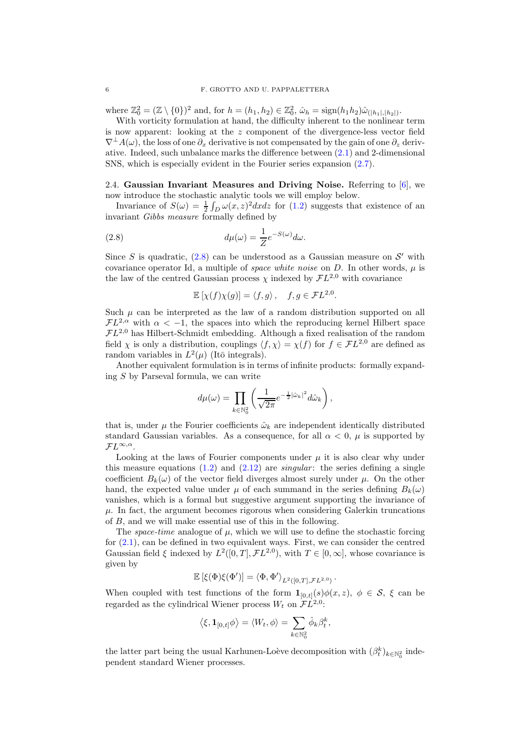where $\mathbb{Z}_0^2 = (\mathbb{Z} \setminus \{0\})^2$ and, for $h = (h_1, h_2) \in \mathbb{Z}_0^2$, $\hat{\omega}_h = \text{sign}(h_1 h_2)\hat{\omega}_{(|h_1|,|h_2|)}$.

With vorticity formulation at hand, the difficulty inherent to the nonlinear term is now apparent: looking at the $z$ component of the divergence-less vector field $\nabla^\perp A(\omega)$, the loss of one $\partial_x$ derivative is not compensated by the gain of one $\partial_z$ derivative. Indeed, such unbalance marks the difference between (2.1) and 2-dimensional SNS, which is especially evident in the Fourier series expansion (2.7).

### 2.4. Gaussian Invariant Measures and Driving Noise.

Referring to [6], we now introduce the stochastic analytic tools we will employ below.

Invariance of $S(\omega) = \frac{1}{2}\int_D \omega(x,z)^2 dxdz$ for (1.2) suggests that existence of an invariant *Gibbs measure* formally defined by

$$
d\mu(\omega) = \frac{1}{Z} e^{-S(\omega)} d\omega. \tag{2.8}
$$

Since $S$ is quadratic, (2.8) can be understood as a Gaussian measure on $\mathcal{S}'$ with covariance operator Id, a multiple of *space white noise* on $D$. In other words, $\mu$ is the law of the centred Gaussian process $\chi$ indexed by $\mathcal{F}L^{2,0}$ with covariance

$$
\mathbb{E}\left[\chi(f)\chi(g)\right] = \langle f, g\rangle, \quad f, g \in \mathcal{F}L^{2,0}.
$$

Such $\mu$ can be interpreted as the law of a random distribution supported on all $\mathcal{F}L^{2,\alpha}$ with $\alpha < -1$, the spaces into which the reproducing kernel Hilbert space $\mathcal{F}L^{2,0}$ has Hilbert-Schmidt embedding. Although a fixed realisation of the random field $\chi$ is only a distribution, couplings $\langle f, \chi\rangle = \chi(f)$ for $f \in \mathcal{F}L^{2,0}$ are defined as random variables in $L^2(\mu)$ (Itō integrals).

Another equivalent formulation is in terms of infinite products: formally expanding $S$ by Parseval formula, we can write

$$
d\mu(\omega) = \prod_{k \in \mathbb{N}_0^2} \left( \frac{1}{\sqrt{2\pi}} e^{-\frac{1}{2}|\hat{\omega}_k|^2} d\hat{\omega}_k \right),
$$

that is, under $\mu$ the Fourier coefficients $\hat{\omega}_k$ are independent identically distributed standard Gaussian variables. As a consequence, for all $\alpha < 0$, $\mu$ is supported by $\mathcal{F}L^{\infty,\alpha}$.

Looking at the laws of Fourier components under $\mu$ it is also clear why under this measure equations (1.2) and (2.12) are *singular*: the series defining a single coefficient $B_k(\omega)$ of the vector field diverges almost surely under $\mu$. On the other hand, the expected value under $\mu$ of each summand in the series defining $B_k(\omega)$ vanishes, which is a formal but suggestive argument supporting the invariance of $\mu$. In fact, the argument becomes rigorous when considering Galerkin truncations of $B$, and we will make essential use of this in the following.

The *space-time* analogue of $\mu$, which we will use to define the stochastic forcing for (2.1), can be defined in two equivalent ways. First, we can consider the centred Gaussian field $\xi$ indexed by $L^2([0,T], \mathcal{F}L^{2,0})$, with $T \in [0, \infty]$, whose covariance is given by

$$
\mathbb{E}\left[\xi(\Phi)\xi(\Phi')\right] = \langle \Phi, \Phi'\rangle_{L^2([0,T],\mathcal{F}L^{2,0})}.
$$

When coupled with test functions of the form $\mathbf{1}_{[0,t]}(s)\phi(x,z)$, $\phi \in \mathcal{S}$, $\xi$ can be regarded as the cylindrical Wiener process $W_t$ on $\mathcal{F}L^{2,0}$:

$$
\left\langle \xi, \mathbf{1}_{[0,t]}\phi \right\rangle = \langle W_t, \phi\rangle = \sum_{k \in \mathbb{N}_0^2} \hat{\phi}_k \beta_t^k,
$$

the latter part being the usual Karhunen-Loève decomposition with $(\beta_t^k)_{k \in \mathbb{N}_0^2}$ independent standard Wiener processes.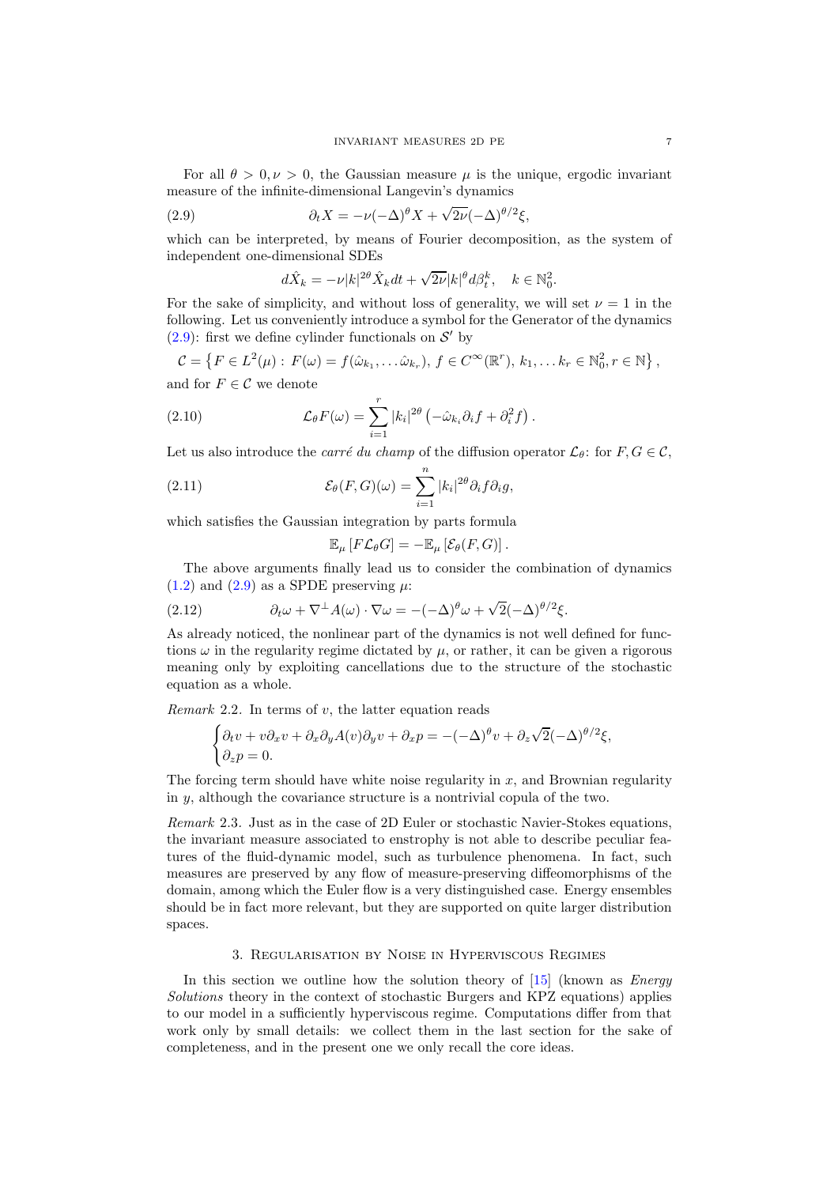For all $\theta > 0, \nu > 0$, the Gaussian measure $\mu$ is the unique, ergodic invariant measure of the infinite-dimensional Langevin's dynamics

$$\partial_t X = -\nu(-\Delta)^\theta X + \sqrt{2\nu}(-\Delta)^{\theta/2}\xi, \tag{2.9}$$

which can be interpreted, by means of Fourier decomposition, as the system of independent one-dimensional SDEs

$$d\hat{X}_k = -\nu|k|^{2\theta}\hat{X}_k dt + \sqrt{2\nu}|k|^\theta d\beta_t^k, \quad k \in \mathbb{N}_0^2.$$

For the sake of simplicity, and without loss of generality, we will set $\nu = 1$ in the following. Let us conveniently introduce a symbol for the Generator of the dynamics (2.9): first we define cylinder functionals on $\mathcal{S}'$ by

$$\mathcal{C} = \left\{F \in L^2(\mu) : F(\omega) = f(\hat{\omega}_{k_1}, \dots \hat{\omega}_{k_r}),\, f \in C^\infty(\mathbb{R}^r),\, k_1, \dots k_r \in \mathbb{N}_0^2, r \in \mathbb{N}\right\},$$

and for $F \in \mathcal{C}$ we denote

$$\mathcal{L}_\theta F(\omega) = \sum_{i=1}^r |k_i|^{2\theta}\left(-\hat{\omega}_{k_i}\partial_i f + \partial_i^2 f\right). \tag{2.10}$$

Let us also introduce the *carré du champ* of the diffusion operator $\mathcal{L}_\theta$: for $F, G \in \mathcal{C}$,

$$\mathcal{E}_\theta(F, G)(\omega) = \sum_{i=1}^n |k_i|^{2\theta}\partial_i f \partial_i g, \tag{2.11}$$

which satisfies the Gaussian integration by parts formula

$$\mathbb{E}_\mu\left[F\mathcal{L}_\theta G\right] = -\mathbb{E}_\mu\left[\mathcal{E}_\theta(F, G)\right].$$

The above arguments finally lead us to consider the combination of dynamics (1.2) and (2.9) as a SPDE preserving $\mu$:

$$\partial_t \omega + \nabla^\perp A(\omega) \cdot \nabla\omega = -(-\Delta)^\theta\omega + \sqrt{2}(-\Delta)^{\theta/2}\xi. \tag{2.12}$$

As already noticed, the nonlinear part of the dynamics is not well defined for functions $\omega$ in the regularity regime dictated by $\mu$, or rather, it can be given a rigorous meaning only by exploiting cancellations due to the structure of the stochastic equation as a whole.

*Remark* 2.2. In terms of $v$, the latter equation reads

$$\begin{cases} \partial_t v + v\partial_x v + \partial_x \partial_y A(v)\partial_y v + \partial_x p = -(-\Delta)^\theta v + \partial_z\sqrt{2}(-\Delta)^{\theta/2}\xi, \\ \partial_z p = 0. \end{cases}$$

The forcing term should have white noise regularity in $x$, and Brownian regularity in $y$, although the covariance structure is a nontrivial copula of the two.

*Remark* 2.3. Just as in the case of 2D Euler or stochastic Navier-Stokes equations, the invariant measure associated to enstrophy is not able to describe peculiar features of the fluid-dynamic model, such as turbulence phenomena. In fact, such measures are preserved by any flow of measure-preserving diffeomorphisms of the domain, among which the Euler flow is a very distinguished case. Energy ensembles should be in fact more relevant, but they are supported on quite larger distribution spaces.

## 3. Regularisation by Noise in Hyperviscous Regimes

In this section we outline how the solution theory of [15] (known as *Energy Solutions* theory in the context of stochastic Burgers and KPZ equations) applies to our model in a sufficiently hyperviscous regime. Computations differ from that work only by small details: we collect them in the last section for the sake of completeness, and in the present one we only recall the core ideas.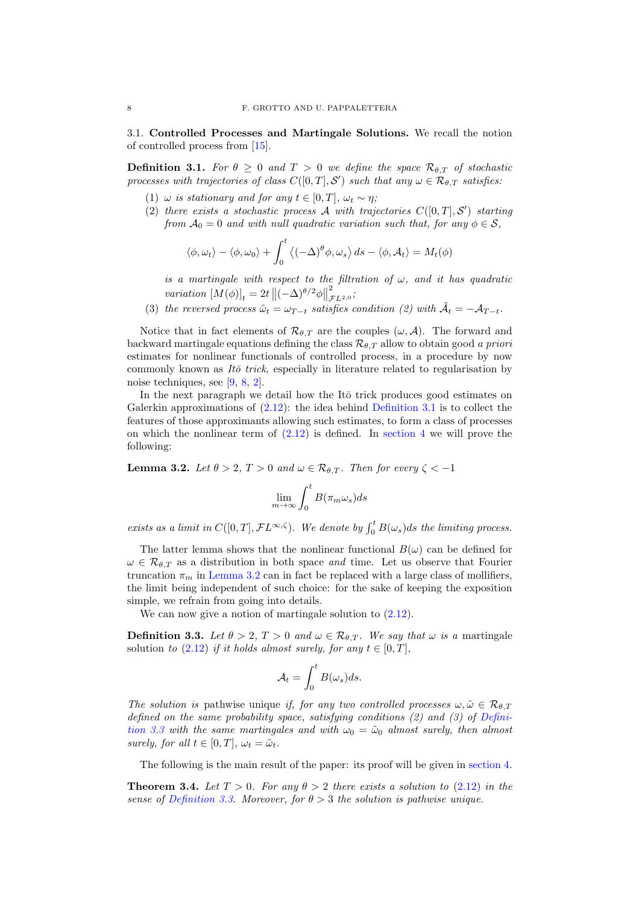### 3.1. **Controlled Processes and Martingale Solutions.**

We recall the notion of controlled process from [15].

**Definition 3.1.** *For $\theta \geq 0$ and $T > 0$ we define the space $\mathcal{R}_{\theta,T}$ of stochastic processes with trajectories of class $C([0,T],\mathcal{S}')$ such that any $\omega \in \mathcal{R}_{\theta,T}$ satisfies:*

1. *$\omega$ is stationary and for any $t \in [0,T]$, $\omega_t \sim \eta$;*
2. *there exists a stochastic process $\mathcal{A}$ with trajectories $C([0,T],\mathcal{S}')$ starting from $\mathcal{A}_0 = 0$ and with null quadratic variation such that, for any $\phi \in \mathcal{S}$,*
$$\langle \phi, \omega_t \rangle - \langle \phi, \omega_0 \rangle + \int_0^t \left\langle (-\Delta)^\theta \phi, \omega_s \right\rangle ds - \langle \phi, \mathcal{A}_t \rangle = M_t(\phi)$$
*is a martingale with respect to the filtration of $\omega$, and it has quadratic variation $[M(\phi)]_t = 2t \left\| (-\Delta)^{\theta/2} \phi \right\|^2_{\mathcal{F}L^{2,0}}$;*
3. *the reversed process $\tilde{\omega}_t = \omega_{T-t}$ satisfies condition (2) with $\tilde{\mathcal{A}}_t = -\mathcal{A}_{T-t}$.*

Notice that in fact elements of $\mathcal{R}_{\theta,T}$ are the couples $(\omega, \mathcal{A})$. The forward and backward martingale equations defining the class $\mathcal{R}_{\theta,T}$ allow to obtain good *a priori* estimates for nonlinear functionals of controlled process, in a procedure by now commonly known as *Itō trick*, especially in literature related to regularisation by noise techniques, see [9, 8, 2].

In the next paragraph we detail how the Itō trick produces good estimates on Galerkin approximations of (2.12): the idea behind Definition 3.1 is to collect the features of those approximants allowing such estimates, to form a class of processes on which the nonlinear term of (2.12) is defined. In section 4 we will prove the following:

**Lemma 3.2.** *Let $\theta > 2$, $T > 0$ and $\omega \in \mathcal{R}_{\theta,T}$. Then for every $\zeta < -1$*
$$\lim_{m\to\infty} \int_0^t B(\pi_m \omega_s) ds$$
*exists as a limit in $C([0,T],\mathcal{F}L^{\infty,\zeta})$. We denote by $\int_0^t B(\omega_s)ds$ the limiting process.*

The latter lemma shows that the nonlinear functional $B(\omega)$ can be defined for $\omega \in \mathcal{R}_{\theta,T}$ as a distribution in both space *and* time. Let us observe that Fourier truncation $\pi_m$ in Lemma 3.2 can in fact be replaced with a large class of mollifiers, the limit being independent of such choice: for the sake of keeping the exposition simple, we refrain from going into details.

We can now give a notion of martingale solution to (2.12).

**Definition 3.3.** *Let $\theta > 2$, $T > 0$ and $\omega \in \mathcal{R}_{\theta,T}$. We say that $\omega$ is a* martingale solution *to (2.12) if it holds almost surely, for any $t \in [0,T]$,*
$$\mathcal{A}_t = \int_0^t B(\omega_s)ds.$$
*The solution is* pathwise unique *if, for any two controlled processes $\omega, \tilde{\omega} \in \mathcal{R}_{\theta,T}$ defined on the same probability space, satisfying conditions (2) and (3) of Definition 3.3 with the same martingales and with $\omega_0 = \tilde{\omega}_0$ almost surely, then almost surely, for all $t \in [0,T]$, $\omega_t = \tilde{\omega}_t$.*

The following is the main result of the paper: its proof will be given in section 4.

**Theorem 3.4.** *Let $T > 0$. For any $\theta > 2$ there exists a solution to (2.12) in the sense of Definition 3.3. Moreover, for $\theta > 3$ the solution is pathwise unique.*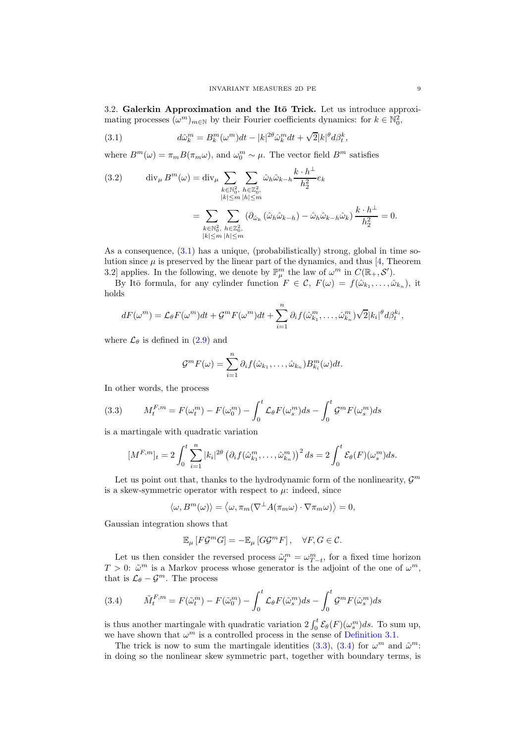**3.2. Galerkin Approximation and the Itō Trick.** Let us introduce approximating processes $(\omega^m)_{m\in\mathbb{N}}$ by their Fourier coefficients dynamics: for $k \in \mathbb{N}_0^2$,

$$d\hat{\omega}_k^m = B_k^m(\omega^m)dt - |k|^{2\theta}\hat{\omega}_k^m dt + \sqrt{2}|k|^\theta d\beta_t^k, \tag{3.1}$$

where $B^m(\omega) = \pi_m B(\pi_m \omega)$, and $\omega_0^m \sim \mu$. The vector field $B^m$ satisfies

$$\begin{aligned}
\operatorname{div}_\mu B^m(\omega) &= \operatorname{div}_\mu \sum_{\substack{k\in\mathbb{N}_0^2,\\ |k|\leq m}} \sum_{\substack{h\in\mathbb{Z}_0^2,\\ |h|\leq m}} \hat{\omega}_h \hat{\omega}_{k-h} \frac{k\cdot h^\perp}{h_2^2} e_k \\
&= \sum_{\substack{k\in\mathbb{N}_0^2,\\ |k|\leq m}} \sum_{\substack{h\in\mathbb{Z}_0^2,\\ |h|\leq m}} \left(\partial_{\hat{\omega}_k}\left(\hat{\omega}_h\hat{\omega}_{k-h}\right) - \hat{\omega}_h\hat{\omega}_{k-h}\hat{\omega}_k\right)\frac{k\cdot h^\perp}{h_2^2} = 0.
\end{aligned} \tag{3.2}$$

As a consequence, (3.1) has a unique, (probabilistically) strong, global in time solution since $\mu$ is preserved by the linear part of the dynamics, and thus [4, Theorem 3.2] applies. In the following, we denote by $\mathbb{P}_\mu^m$ the law of $\omega^m$ in $C(\mathbb{R}_+, \mathcal{S}')$.

By Itō formula, for any cylinder function $F \in \mathcal{C}$, $F(\omega) = f(\hat{\omega}_{k_1}, \dots, \hat{\omega}_{k_n})$, it holds

$$dF(\omega^m) = \mathcal{L}_\theta F(\omega^m)dt + \mathcal{G}^m F(\omega^m)dt + \sum_{i=1}^n \partial_i f(\hat{\omega}_{k_1}^m, \dots, \hat{\omega}_{k_n}^m)\sqrt{2}|k_i|^\theta d\beta_t^{k_i},$$

where $\mathcal{L}_\theta$ is defined in (2.9) and

$$\mathcal{G}^m F(\omega) = \sum_{i=1}^n \partial_i f(\hat{\omega}_{k_1}, \dots, \hat{\omega}_{k_n}) B_{k_i}^m(\omega)dt.$$

In other words, the process

$$M_t^{F,m} = F(\omega_t^m) - F(\omega_0^m) - \int_0^t \mathcal{L}_\theta F(\omega_s^m)ds - \int_0^t \mathcal{G}^m F(\omega_s^m)ds \tag{3.3}$$

is a martingale with quadratic variation

$$[M^{F,m}]_t = 2\int_0^t \sum_{i=1}^n |k_i|^{2\theta}\left(\partial_i f(\hat{\omega}_{k_1}^m, \dots, \hat{\omega}_{k_n}^m)\right)^2 ds = 2\int_0^t \mathcal{E}_\theta(F)(\omega_s^m)ds.$$

Let us point out that, thanks to the hydrodynamic form of the nonlinearity, $\mathcal{G}^m$ is a skew-symmetric operator with respect to $\mu$: indeed, since

$$\langle \omega, B^m(\omega)\rangle = \left\langle \omega, \pi_m(\nabla^\perp A(\pi_m\omega)\cdot\nabla\pi_m\omega)\right\rangle = 0,$$

Gaussian integration shows that

$$\mathbb{E}_\mu\left[F\mathcal{G}^m G\right] = -\mathbb{E}_\mu\left[G\mathcal{G}^m F\right], \quad \forall F, G \in \mathcal{C}.$$

Let us then consider the reversed process $\tilde{\omega}_t^m = \omega_{T-t}^m$, for a fixed time horizon $T > 0$: $\tilde{\omega}^m$ is a Markov process whose generator is the adjoint of the one of $\omega^m$, that is $\mathcal{L}_\theta - \mathcal{G}^m$. The process

$$\tilde{M}_t^{F,m} = F(\tilde{\omega}_t^m) - F(\tilde{\omega}_0^m) - \int_0^t \mathcal{L}_\theta F(\tilde{\omega}_s^m)ds - \int_0^t \mathcal{G}^m F(\tilde{\omega}_s^m)ds \tag{3.4}$$

is thus another martingale with quadratic variation $2\int_0^t \mathcal{E}_\theta(F)(\omega_s^m)ds$. To sum up, we have shown that $\omega^m$ is a controlled process in the sense of Definition 3.1.

The trick is now to sum the martingale identities (3.3), (3.4) for $\omega^m$ and $\tilde{\omega}^m$: in doing so the nonlinear skew symmetric part, together with boundary terms, is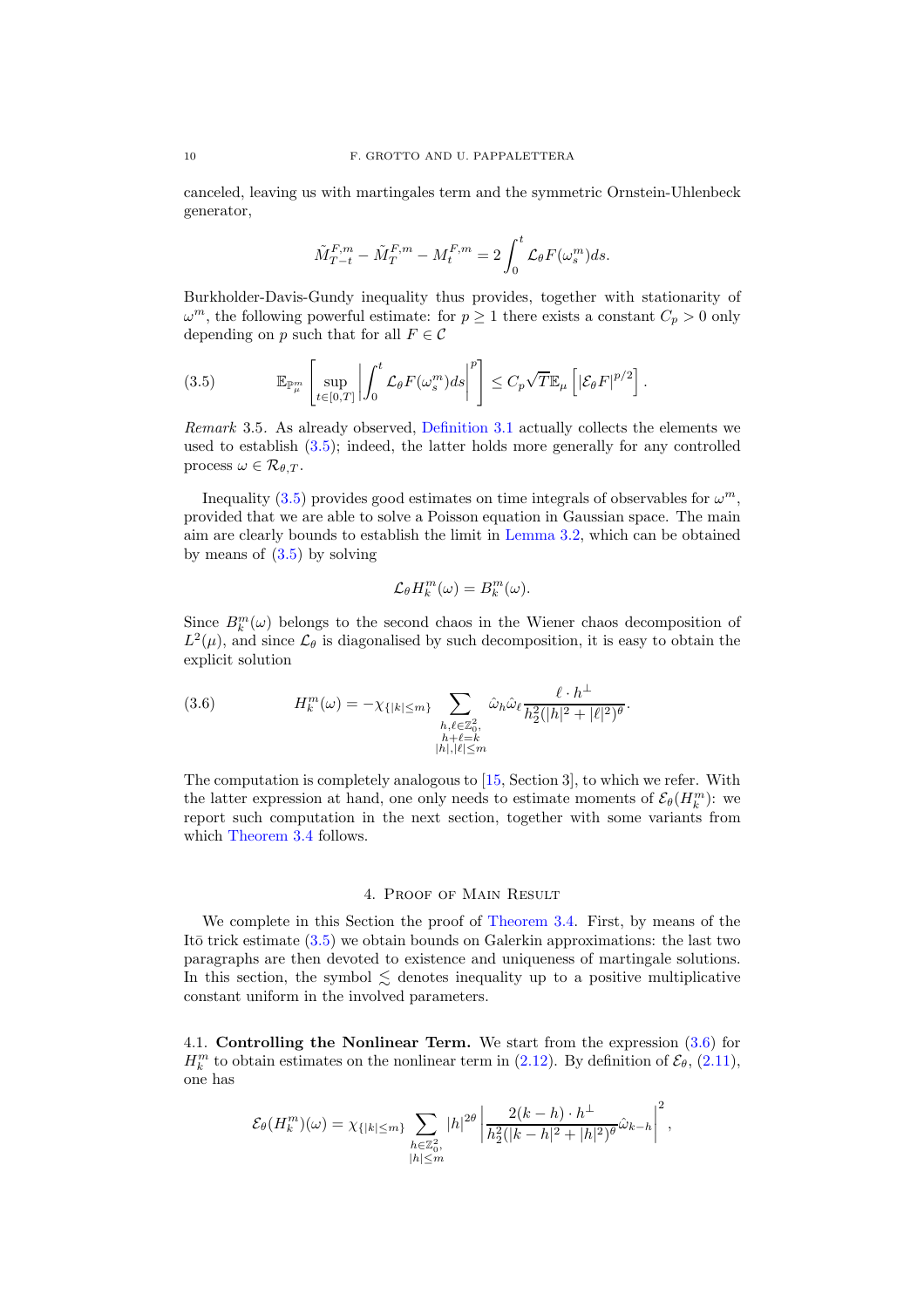canceled, leaving us with martingales term and the symmetric Ornstein-Uhlenbeck generator,

$$\tilde{M}^{F,m}_{T-t} - \tilde{M}^{F,m}_{T} - M^{F,m}_t = 2\int_0^t \mathcal{L}_\theta F(\omega^m_s)ds.$$

Burkholder-Davis-Gundy inequality thus provides, together with stationarity of $\omega^m$, the following powerful estimate: for $p \geq 1$ there exists a constant $C_p > 0$ only depending on $p$ such that for all $F \in \mathcal{C}$

$$\mathbb{E}_{\mathbb{P}^m_\mu}\left[\sup_{t\in[0,T]}\left|\int_0^t \mathcal{L}_\theta F(\omega^m_s)ds\right|^p\right] \leq C_p\sqrt{T}\mathbb{E}_\mu\left[|\mathcal{E}_\theta F|^{p/2}\right]. \tag{3.5}$$

*Remark* 3.5. As already observed, Definition 3.1 actually collects the elements we used to establish (3.5); indeed, the latter holds more generally for any controlled process $\omega \in \mathcal{R}_{\theta,T}$.

Inequality (3.5) provides good estimates on time integrals of observables for $\omega^m$, provided that we are able to solve a Poisson equation in Gaussian space. The main aim are clearly bounds to establish the limit in Lemma 3.2, which can be obtained by means of (3.5) by solving

$$\mathcal{L}_\theta H^m_k(\omega) = B^m_k(\omega).$$

Since $B^m_k(\omega)$ belongs to the second chaos in the Wiener chaos decomposition of $L^2(\mu)$, and since $\mathcal{L}_\theta$ is diagonalised by such decomposition, it is easy to obtain the explicit solution

$$H^m_k(\omega) = -\chi_{\{|k|\leq m\}}\sum_{\substack{h,\ell\in\mathbb{Z}^2_0,\\ h+\ell=k\\ |h|,|\ell|\leq m}} \hat{\omega}_h\hat{\omega}_\ell\frac{\ell\cdot h^\perp}{h_2^2(|h|^2+|\ell|^2)^\theta}. \tag{3.6}$$

The computation is completely analogous to [15, Section 3], to which we refer. With the latter expression at hand, one only needs to estimate moments of $\mathcal{E}_\theta(H^m_k)$: we report such computation in the next section, together with some variants from which Theorem 3.4 follows.

## 4. Proof of Main Result

We complete in this Section the proof of Theorem 3.4. First, by means of the Itō trick estimate (3.5) we obtain bounds on Galerkin approximations: the last two paragraphs are then devoted to existence and uniqueness of martingale solutions. In this section, the symbol $\lesssim$ denotes inequality up to a positive multiplicative constant uniform in the involved parameters.

### 4.1. Controlling the Nonlinear Term.

We start from the expression (3.6) for $H^m_k$ to obtain estimates on the nonlinear term in (2.12). By definition of $\mathcal{E}_\theta$, (2.11), one has

$$\mathcal{E}_\theta(H^m_k)(\omega) = \chi_{\{|k|\leq m\}}\sum_{\substack{h\in\mathbb{Z}^2_0,\\ |h|\leq m}} |h|^{2\theta}\left|\frac{2(k-h)\cdot h^\perp}{h_2^2(|k-h|^2+|h|^2)^\theta}\hat{\omega}_{k-h}\right|^2,$$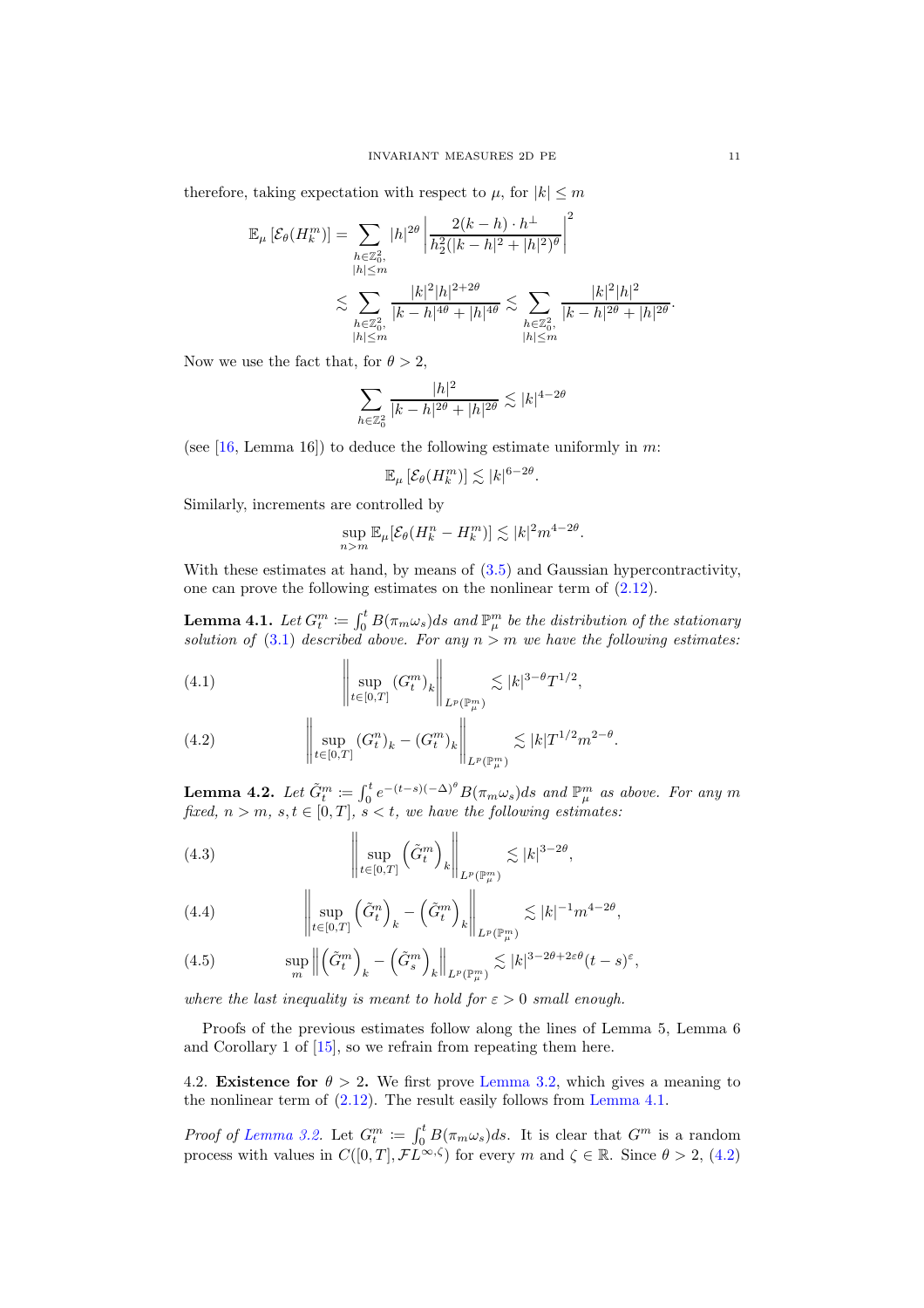therefore, taking expectation with respect to $\mu$, for $|k| \le m$

$$
\begin{aligned}
\mathbb{E}_\mu\left[\mathcal{E}_\theta(H^m_k)\right] &= \sum_{\substack{h\in\mathbb{Z}^2_0,\\ |h|\le m}} |h|^{2\theta} \left| \frac{2(k-h)\cdot h^\perp}{h_2^2(|k-h|^2+|h|^2)^\theta} \right|^2 \\
&\lesssim \sum_{\substack{h\in\mathbb{Z}^2_0,\\ |h|\le m}} \frac{|k|^2|h|^{2+2\theta}}{|k-h|^{4\theta}+|h|^{4\theta}} \lesssim \sum_{\substack{h\in\mathbb{Z}^2_0,\\ |h|\le m}} \frac{|k|^2|h|^2}{|k-h|^{2\theta}+|h|^{2\theta}}.
\end{aligned}
$$

Now we use the fact that, for $\theta > 2$,

$$
\sum_{h\in\mathbb{Z}^2_0} \frac{|h|^2}{|k-h|^{2\theta}+|h|^{2\theta}} \lesssim |k|^{4-2\theta}
$$

(see [16, Lemma 16]) to deduce the following estimate uniformly in $m$:

$$
\mathbb{E}_\mu\left[\mathcal{E}_\theta(H^m_k)\right] \lesssim |k|^{6-2\theta}.
$$

Similarly, increments are controlled by

$$
\sup_{n>m} \mathbb{E}_\mu[\mathcal{E}_\theta(H^n_k - H^m_k)] \lesssim |k|^2 m^{4-2\theta}.
$$

With these estimates at hand, by means of (3.5) and Gaussian hypercontractivity, one can prove the following estimates on the nonlinear term of (2.12).

**Lemma 4.1.** *Let $G^m_t \coloneqq \int_0^t B(\pi_m\omega_s)ds$ and $\mathbb{P}^m_\mu$ be the distribution of the stationary solution of (3.1) described above. For any $n > m$ we have the following estimates:*

$$
\left\| \sup_{t\in[0,T]} (G^m_t)_k \right\|_{L^p(\mathbb{P}^m_\mu)} \lesssim |k|^{3-\theta} T^{1/2}, \tag{4.1}
$$

$$
\left\| \sup_{t\in[0,T]} (G^n_t)_k - (G^m_t)_k \right\|_{L^p(\mathbb{P}^m_\mu)} \lesssim |k| T^{1/2} m^{2-\theta}. \tag{4.2}
$$

**Lemma 4.2.** *Let $\tilde{G}^m_t \coloneqq \int_0^t e^{-(t-s)(-\Delta)^\theta} B(\pi_m\omega_s)ds$ and $\mathbb{P}^m_\mu$ as above. For any $m$ fixed, $n > m$, $s, t \in [0,T]$, $s < t$, we have the following estimates:*

$$
\left\| \sup_{t\in[0,T]} \left(\tilde{G}^m_t\right)_k \right\|_{L^p(\mathbb{P}^m_\mu)} \lesssim |k|^{3-2\theta}, \tag{4.3}
$$

$$
\left\| \sup_{t\in[0,T]} \left(\tilde{G}^n_t\right)_k - \left(\tilde{G}^m_t\right)_k \right\|_{L^p(\mathbb{P}^m_\mu)} \lesssim |k|^{-1} m^{4-2\theta}, \tag{4.4}
$$

$$
\sup_m \left\| \left(\tilde{G}^m_t\right)_k - \left(\tilde{G}^m_s\right)_k \right\|_{L^p(\mathbb{P}^m_\mu)} \lesssim |k|^{3-2\theta+2\varepsilon\theta} (t-s)^\varepsilon, \tag{4.5}
$$

*where the last inequality is meant to hold for $\varepsilon > 0$ small enough.*

Proofs of the previous estimates follow along the lines of Lemma 5, Lemma 6 and Corollary 1 of [15], so we refrain from repeating them here.

### 4.2. Existence for $\theta > 2$.

We first prove Lemma 3.2, which gives a meaning to the nonlinear term of (2.12). The result easily follows from Lemma 4.1.

*Proof of Lemma 3.2.* Let $G^m_t \coloneqq \int_0^t B(\pi_m\omega_s)ds$. It is clear that $G^m$ is a random process with values in $C([0,T], \mathcal{F}L^{\infty,\zeta})$ for every $m$ and $\zeta \in \mathbb{R}$. Since $\theta > 2$, (4.2)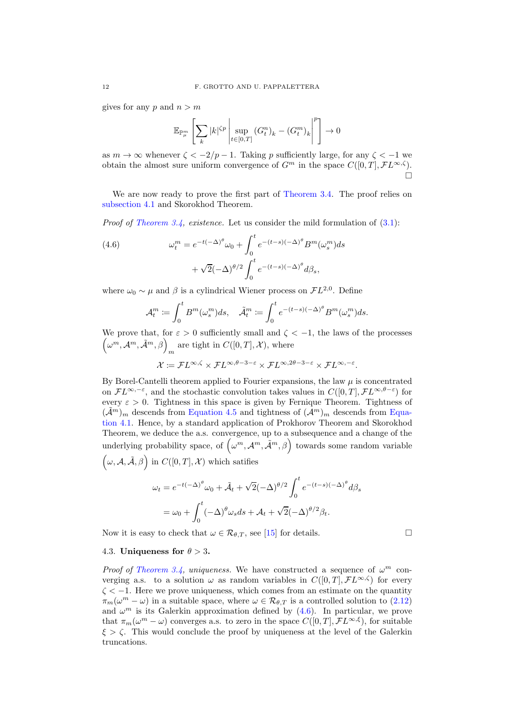gives for any $p$ and $n > m$

$$\mathbb{E}_{\mathbb{P}^m_\mu}\left[\sum_k |k|^{\zeta p}\left|\sup_{t\in[0,T]} (G^n_t)_k - (G^m_t)_k\right|^p\right] \to 0$$

as $m \to \infty$ whenever $\zeta < -2/p - 1$. Taking $p$ sufficiently large, for any $\zeta < -1$ we obtain the almost sure uniform convergence of $G^m$ in the space $C([0,T], \mathcal{F}L^{\infty,\zeta})$. □

We are now ready to prove the first part of Theorem 3.4. The proof relies on subsection 4.1 and Skorokhod Theorem.

*Proof of Theorem 3.4, existence.* Let us consider the mild formulation of (3.1):

$$\begin{aligned}
\text{(4.6)} \qquad \omega^m_t = e^{-t(-\Delta)^\theta}\omega_0 &+ \int_0^t e^{-(t-s)(-\Delta)^\theta} B^m(\omega^m_s)ds \\
&+ \sqrt{2}(-\Delta)^{\theta/2}\int_0^t e^{-(t-s)(-\Delta)^\theta} d\beta_s,
\end{aligned}$$

where $\omega_0 \sim \mu$ and $\beta$ is a cylindrical Wiener process on $\mathcal{F}L^{2,0}$. Define

$$\mathcal{A}^m_t \coloneqq \int_0^t B^m(\omega^m_s)ds, \quad \tilde{\mathcal{A}}^m_t \coloneqq \int_0^t e^{-(t-s)(-\Delta)^\theta} B^m(\omega^m_s)ds.$$

We prove that, for $\varepsilon > 0$ sufficiently small and $\zeta < -1$, the laws of the processes $\left(\omega^m, \mathcal{A}^m, \tilde{\mathcal{A}}^m, \beta\right)_m$ are tight in $C([0,T], \mathcal{X})$, where

$$\mathcal{X} \coloneqq \mathcal{F}L^{\infty,\zeta} \times \mathcal{F}L^{\infty,\theta-3-\varepsilon} \times \mathcal{F}L^{\infty,2\theta-3-\varepsilon} \times \mathcal{F}L^{\infty,-\varepsilon}.$$

By Borel-Cantelli theorem applied to Fourier expansions, the law $\mu$ is concentrated on $\mathcal{F}L^{\infty,-\varepsilon}$, and the stochastic convolution takes values in $C([0,T], \mathcal{F}L^{\infty,\theta-\varepsilon})$ for every $\varepsilon > 0$. Tightness in this space is given by Fernique Theorem. Tightness of $(\tilde{\mathcal{A}}^m)_m$ descends from Equation 4.5 and tightness of $(\mathcal{A}^m)_m$ descends from Equation 4.1. Hence, by a standard application of Prokhorov Theorem and Skorokhod Theorem, we deduce the a.s. convergence, up to a subsequence and a change of the underlying probability space, of $\left(\omega^m, \mathcal{A}^m, \tilde{\mathcal{A}}^m, \beta\right)$ towards some random variable $\left(\omega, \mathcal{A}, \tilde{\mathcal{A}}, \beta\right)$ in $C([0,T], \mathcal{X})$ which satifies

$$\begin{aligned}
\omega_t &= e^{-t(-\Delta)^\theta}\omega_0 + \tilde{\mathcal{A}}_t + \sqrt{2}(-\Delta)^{\theta/2}\int_0^t e^{-(t-s)(-\Delta)^\theta} d\beta_s \\
&= \omega_0 + \int_0^t (-\Delta)^\theta \omega_s ds + \mathcal{A}_t + \sqrt{2}(-\Delta)^{\theta/2}\beta_t.
\end{aligned}$$

Now it is easy to check that $\omega \in \mathcal{R}_{\theta,T}$, see [15] for details. □

### 4.3. Uniqueness for $\theta > 3$.

*Proof of Theorem 3.4, uniqueness.* We have constructed a sequence of $\omega^m$ converging a.s. to a solution $\omega$ as random variables in $C([0,T], \mathcal{F}L^{\infty,\zeta})$ for every $\zeta < -1$. Here we prove uniqueness, which comes from an estimate on the quantity $\pi_m(\omega^m - \omega)$ in a suitable space, where $\omega \in \mathcal{R}_{\theta,T}$ is a controlled solution to (2.12) and $\omega^m$ is its Galerkin approximation defined by (4.6). In particular, we prove that $\pi_m(\omega^m - \omega)$ converges a.s. to zero in the space $C([0,T], \mathcal{F}L^{\infty,\xi})$, for suitable $\xi > \zeta$. This would conclude the proof by uniqueness at the level of the Galerkin truncations.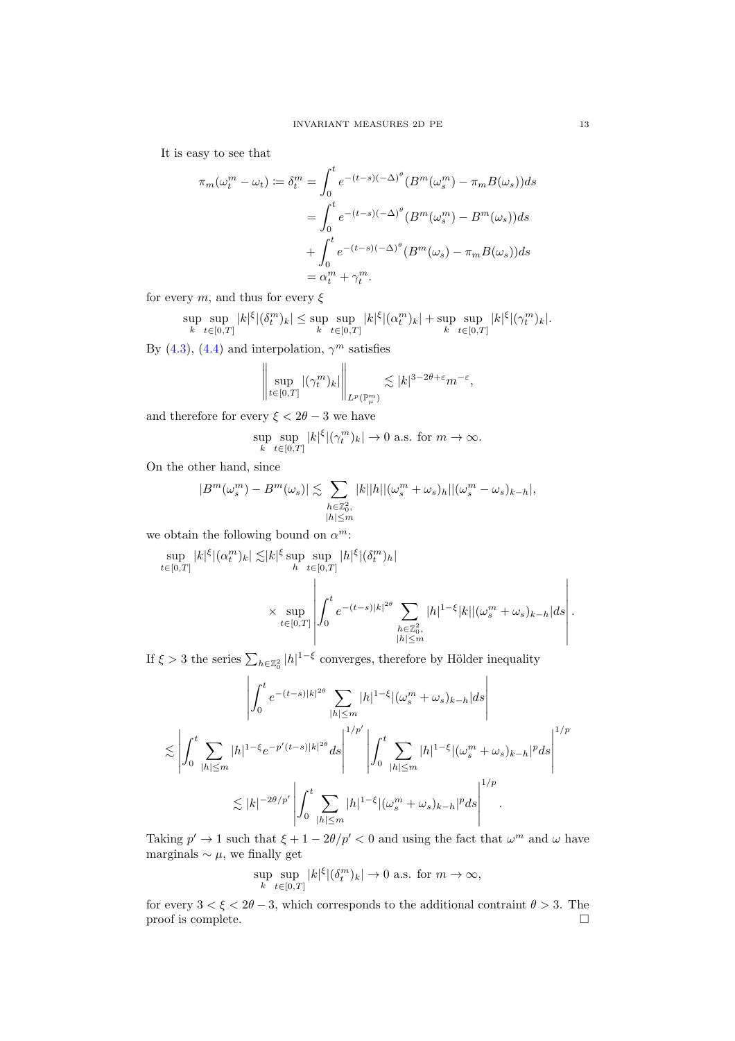It is easy to see that

$$
\begin{aligned}
\pi_m(\omega_t^m - \omega_t) \coloneqq \delta_t^m &= \int_0^t e^{-(t-s)(-\Delta)^\theta}(B^m(\omega_s^m) - \pi_m B(\omega_s))ds \\
&= \int_0^t e^{-(t-s)(-\Delta)^\theta}(B^m(\omega_s^m) - B^m(\omega_s))ds \\
&+ \int_0^t e^{-(t-s)(-\Delta)^\theta}(B^m(\omega_s) - \pi_m B(\omega_s))ds \\
&= \alpha_t^m + \gamma_t^m.
\end{aligned}
$$

for every $m$, and thus for every $\xi$

$$
\sup_k \sup_{t\in[0,T]} |k|^\xi |(\delta_t^m)_k| \le \sup_k \sup_{t\in[0,T]} |k|^\xi |(\alpha_t^m)_k| + \sup_k \sup_{t\in[0,T]} |k|^\xi |(\gamma_t^m)_k|.
$$

By (4.3), (4.4) and interpolation, $\gamma^m$ satisfies

$$
\left\| \sup_{t\in[0,T]} |(\gamma_t^m)_k| \right\|_{L^p(\mathbb{P}_\mu^m)} \lesssim |k|^{3-2\theta+\varepsilon} m^{-\varepsilon},
$$

and therefore for every $\xi < 2\theta - 3$ we have

$$
\sup_k \sup_{t\in[0,T]} |k|^\xi |(\gamma_t^m)_k| \to 0 \text{ a.s. for } m \to \infty.
$$

On the other hand, since

$$
|B^m(\omega_s^m) - B^m(\omega_s)| \lesssim \sum_{\substack{h\in\mathbb{Z}_0^2,\\ |h|\le m}} |k||h||(\omega_s^m + \omega_s)_h||(\omega_s^m - \omega_s)_{k-h}|,
$$

we obtain the following bound on $\alpha^m$:

$$
\begin{aligned}
\sup_{t\in[0,T]} |k|^\xi |(\alpha_t^m)_k| \lesssim& |k|^\xi \sup_h \sup_{t\in[0,T]} |h|^\xi |(\delta_t^m)_h| \\
&\times \sup_{t\in[0,T]} \left| \int_0^t e^{-(t-s)|k|^{2\theta}} \sum_{\substack{h\in\mathbb{Z}_0^2,\\ |h|\le m}} |h|^{1-\xi}|k||(\omega_s^m + \omega_s)_{k-h}|ds \right|.
\end{aligned}
$$

If $\xi > 3$ the series $\sum_{h\in\mathbb{Z}_0^2} |h|^{1-\xi}$ converges, therefore by Hölder inequality

$$
\begin{aligned}
&\left| \int_0^t e^{-(t-s)|k|^{2\theta}} \sum_{|h|\le m} |h|^{1-\xi}|(\omega_s^m + \omega_s)_{k-h}|ds \right| \\
\lesssim& \left| \int_0^t \sum_{|h|\le m} |h|^{1-\xi} e^{-p'(t-s)|k|^{2\theta}} ds \right|^{1/p'} \left| \int_0^t \sum_{|h|\le m} |h|^{1-\xi} |(\omega_s^m + \omega_s)_{k-h}|^p ds \right|^{1/p} \\
\lesssim& |k|^{-2\theta/p'} \left| \int_0^t \sum_{|h|\le m} |h|^{1-\xi} |(\omega_s^m + \omega_s)_{k-h}|^p ds \right|^{1/p}.
\end{aligned}
$$

Taking $p' \to 1$ such that $\xi + 1 - 2\theta/p' < 0$ and using the fact that $\omega^m$ and $\omega$ have marginals $\sim \mu$, we finally get

$$
\sup_k \sup_{t\in[0,T]} |k|^\xi |(\delta_t^m)_k| \to 0 \text{ a.s. for } m \to \infty,
$$

for every $3 < \xi < 2\theta - 3$, which corresponds to the additional contraint $\theta > 3$. The proof is complete. □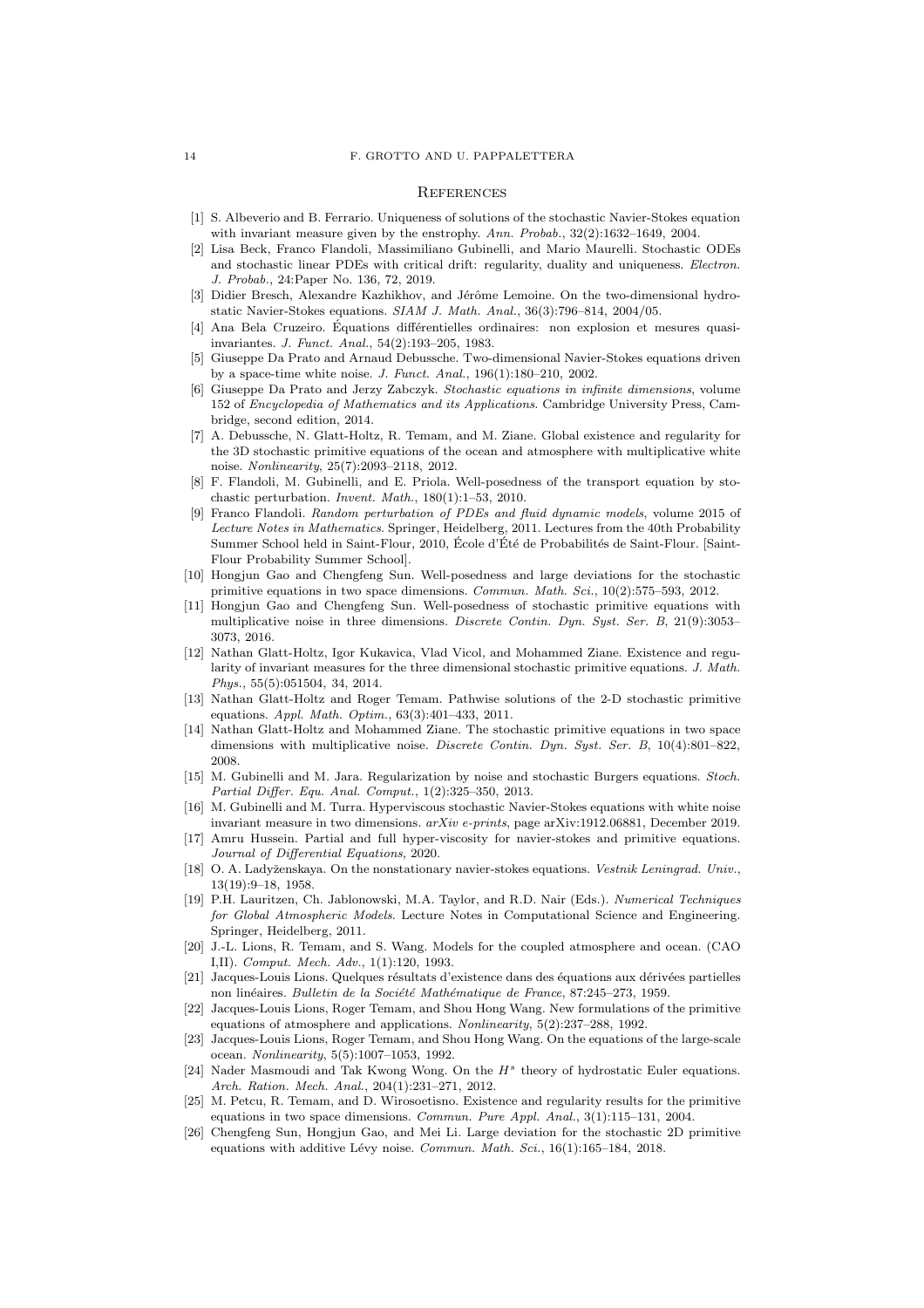## References

[1] S. Albeverio and B. Ferrario. Uniqueness of solutions of the stochastic Navier-Stokes equation with invariant measure given by the enstrophy. *Ann. Probab.*, 32(2):1632–1649, 2004.

[2] Lisa Beck, Franco Flandoli, Massimiliano Gubinelli, and Mario Maurelli. Stochastic ODEs and stochastic linear PDEs with critical drift: regularity, duality and uniqueness. *Electron. J. Probab.*, 24:Paper No. 136, 72, 2019.

[3] Didier Bresch, Alexandre Kazhikhov, and Jérôme Lemoine. On the two-dimensional hydrostatic Navier-Stokes equations. *SIAM J. Math. Anal.*, 36(3):796–814, 2004/05.

[4] Ana Bela Cruzeiro. Équations différentielles ordinaires: non explosion et mesures quasi-invariantes. *J. Funct. Anal.*, 54(2):193–205, 1983.

[5] Giuseppe Da Prato and Arnaud Debussche. Two-dimensional Navier-Stokes equations driven by a space-time white noise. *J. Funct. Anal.*, 196(1):180–210, 2002.

[6] Giuseppe Da Prato and Jerzy Zabczyk. *Stochastic equations in infinite dimensions*, volume 152 of *Encyclopedia of Mathematics and its Applications*. Cambridge University Press, Cambridge, second edition, 2014.

[7] A. Debussche, N. Glatt-Holtz, R. Temam, and M. Ziane. Global existence and regularity for the 3D stochastic primitive equations of the ocean and atmosphere with multiplicative white noise. *Nonlinearity*, 25(7):2093–2118, 2012.

[8] F. Flandoli, M. Gubinelli, and E. Priola. Well-posedness of the transport equation by stochastic perturbation. *Invent. Math.*, 180(1):1–53, 2010.

[9] Franco Flandoli. *Random perturbation of PDEs and fluid dynamic models*, volume 2015 of *Lecture Notes in Mathematics*. Springer, Heidelberg, 2011. Lectures from the 40th Probability Summer School held in Saint-Flour, 2010, École d'Été de Probabilités de Saint-Flour. [Saint-Flour Probability Summer School].

[10] Hongjun Gao and Chengfeng Sun. Well-posedness and large deviations for the stochastic primitive equations in two space dimensions. *Commun. Math. Sci.*, 10(2):575–593, 2012.

[11] Hongjun Gao and Chengfeng Sun. Well-posedness of stochastic primitive equations with multiplicative noise in three dimensions. *Discrete Contin. Dyn. Syst. Ser. B*, 21(9):3053–3073, 2016.

[12] Nathan Glatt-Holtz, Igor Kukavica, Vlad Vicol, and Mohammed Ziane. Existence and regularity of invariant measures for the three dimensional stochastic primitive equations. *J. Math. Phys.*, 55(5):051504, 34, 2014.

[13] Nathan Glatt-Holtz and Roger Temam. Pathwise solutions of the 2-D stochastic primitive equations. *Appl. Math. Optim.*, 63(3):401–433, 2011.

[14] Nathan Glatt-Holtz and Mohammed Ziane. The stochastic primitive equations in two space dimensions with multiplicative noise. *Discrete Contin. Dyn. Syst. Ser. B*, 10(4):801–822, 2008.

[15] M. Gubinelli and M. Jara. Regularization by noise and stochastic Burgers equations. *Stoch. Partial Differ. Equ. Anal. Comput.*, 1(2):325–350, 2013.

[16] M. Gubinelli and M. Turra. Hyperviscous stochastic Navier-Stokes equations with white noise invariant measure in two dimensions. *arXiv e-prints*, page arXiv:1912.06881, December 2019.

[17] Amru Hussein. Partial and full hyper-viscosity for navier-stokes and primitive equations. *Journal of Differential Equations*, 2020.

[18] O. A. Ladyženskaya. On the nonstationary navier-stokes equations. *Vestnik Leningrad. Univ.*, 13(19):9–18, 1958.

[19] P.H. Lauritzen, Ch. Jablonowski, M.A. Taylor, and R.D. Nair (Eds.). *Numerical Techniques for Global Atmospheric Models*. Lecture Notes in Computational Science and Engineering. Springer, Heidelberg, 2011.

[20] J.-L. Lions, R. Temam, and S. Wang. Models for the coupled atmosphere and ocean. (CAO I,II). *Comput. Mech. Adv.*, 1(1):120, 1993.

[21] Jacques-Louis Lions. Quelques résultats d'existence dans des équations aux dérivées partielles non linéaires. *Bulletin de la Société Mathématique de France*, 87:245–273, 1959.

[22] Jacques-Louis Lions, Roger Temam, and Shou Hong Wang. New formulations of the primitive equations of atmosphere and applications. *Nonlinearity*, 5(2):237–288, 1992.

[23] Jacques-Louis Lions, Roger Temam, and Shou Hong Wang. On the equations of the large-scale ocean. *Nonlinearity*, 5(5):1007–1053, 1992.

[24] Nader Masmoudi and Tak Kwong Wong. On the $H^s$ theory of hydrostatic Euler equations. *Arch. Ration. Mech. Anal.*, 204(1):231–271, 2012.

[25] M. Petcu, R. Temam, and D. Wirosoetisno. Existence and regularity results for the primitive equations in two space dimensions. *Commun. Pure Appl. Anal.*, 3(1):115–131, 2004.

[26] Chengfeng Sun, Hongjun Gao, and Mei Li. Large deviation for the stochastic 2D primitive equations with additive Lévy noise. *Commun. Math. Sci.*, 16(1):165–184, 2018.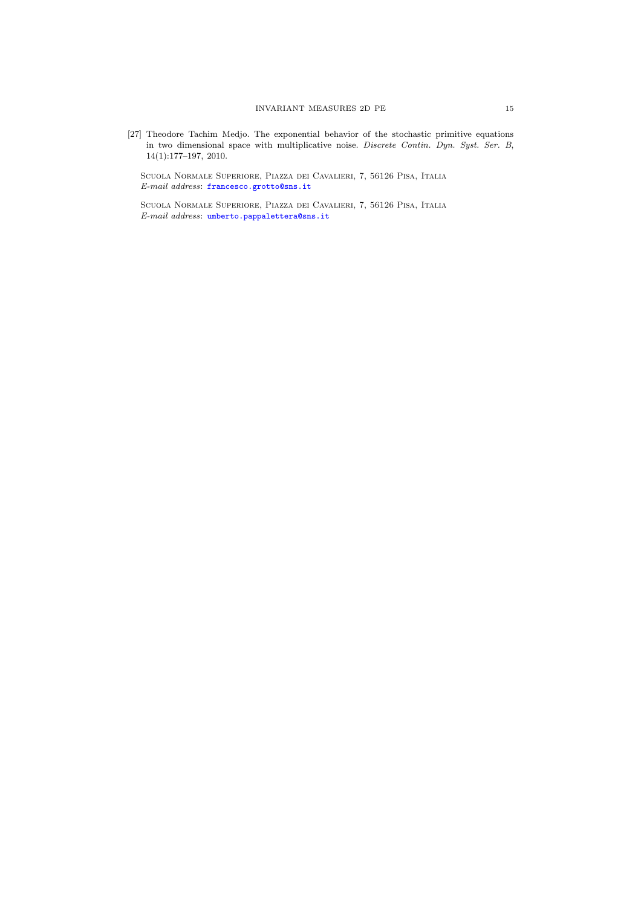[27] Theodore Tachim Medjo. The exponential behavior of the stochastic primitive equations in two dimensional space with multiplicative noise. *Discrete Contin. Dyn. Syst. Ser. B*, 14(1):177–197, 2010.

Scuola Normale Superiore, Piazza dei Cavalieri, 7, 56126 Pisa, Italia
*E-mail address*: francesco.grotto@sns.it

Scuola Normale Superiore, Piazza dei Cavalieri, 7, 56126 Pisa, Italia
*E-mail address*: umberto.pappalettera@sns.it